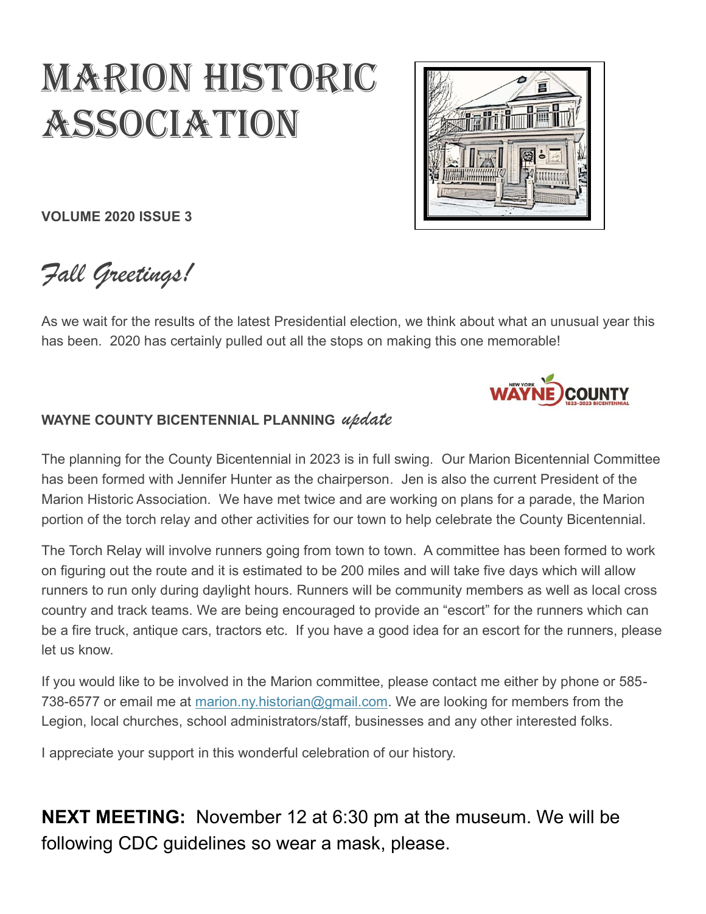# MARION HISTORIC ASSOCIATION

**VOLUME 2020 ISSUE 3**

*Fall Greetings!*

As we wait for the results of the latest Presidential election, we think about what an unusual year this has been. 2020 has certainly pulled out all the stops on making this one memorable!

### WAYNE COUNTY BICENTENNIAL PLANNING *update*

The planning for the County Bicentennial in 2023 is in full swing. Our Marion Bicentennial Committee has been formed with Jennifer Hunter as the chairperson. Jen is also the current President of the Marion Historic Association. We have met twice and are working on plans for a parade, the Marion portion of the torch relay and other activities for our town to help celebrate the County Bicentennial.

The Torch Relay will involve runners going from town to town. A committee has been formed to work on figuring out the route and it is estimated to be 200 miles and will take five days which will allow runners to run only during daylight hours. Runners will be community members as well as local cross country and track teams. We are being encouraged to provide an "escort" for the runners which can be a fire truck, antique cars, tractors etc. If you have a good idea for an escort for the runners, please let us know.

If you would like to be involved in the Marion committee, please contact me either by phone or 585-738-6577 or email me at marion.ny.historian@gmail.com. We are looking for members from the Legion, local churches, school administrators/staff, businesses and any other interested folks.

I appreciate your support in this wonderful celebration of our history.

**NEXT MEETING:** November 12 at 6:30 pm at the museum. We will be following CDC guidelines so wear a mask, please.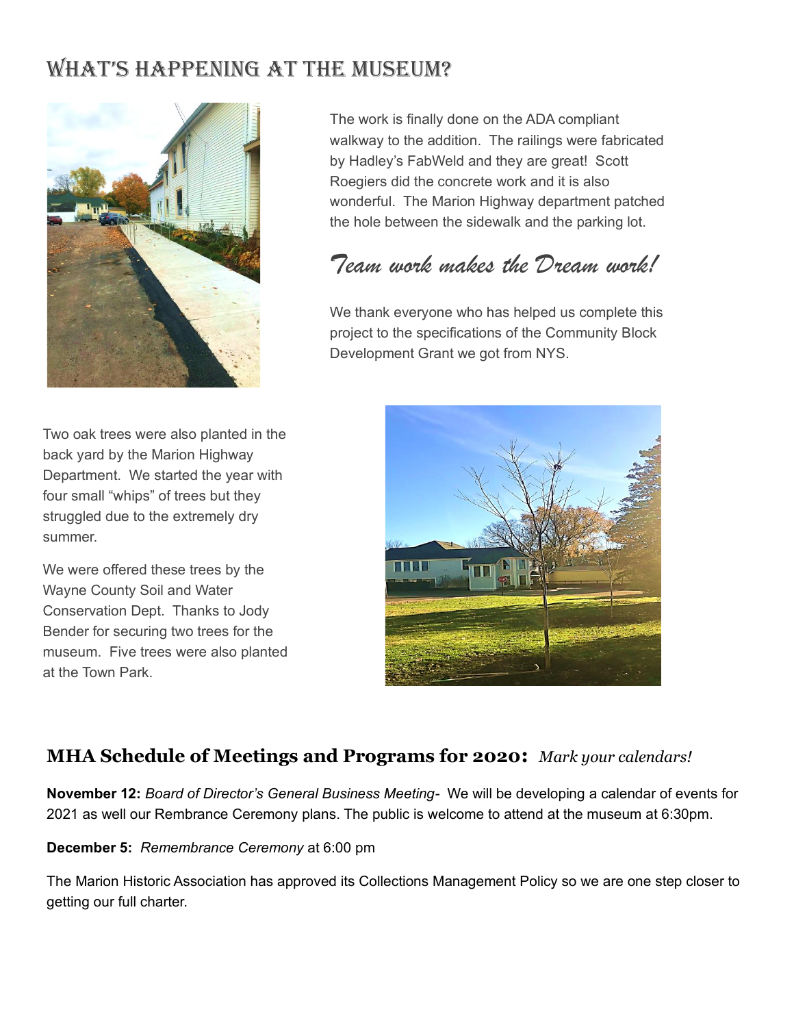# What's Happening at the Museum?

The work is finally done on the ADA compliant walkway to the addition. The railings were fabricated by Hadley's FabWeld and they are great! Scott Roegiers did the concrete work and it is also wonderful. The Marion Highway department patched the hole between the sidewalk and the parking lot.

*Team work makes the Dream work!*

We thank everyone who has helped us complete this project to the specifications of the Community Block Development Grant we got from NYS.

Two oak trees were also planted in the back yard by the Marion Highway Department. We started the year with four small "whips" of trees but they struggled due to the extremely dry summer.

We were offered these trees by the Wayne County Soil and Water Conservation Dept. Thanks to Jody Bender for securing two trees for the museum. Five trees were also planted at the Town Park.

## MHA Schedule of Meetings and Programs for 2020: *Mark your calendars!*

**November 12:** *Board of Director's General Business Meeting*- We will be developing a calendar of events for 2021 as well our Rembrance Ceremony plans. The public is welcome to attend at the museum at 6:30pm.

**December 5:** *Remembrance Ceremony* at 6:00 pm

The Marion Historic Association has approved its Collections Management Policy so we are one step closer to getting our full charter.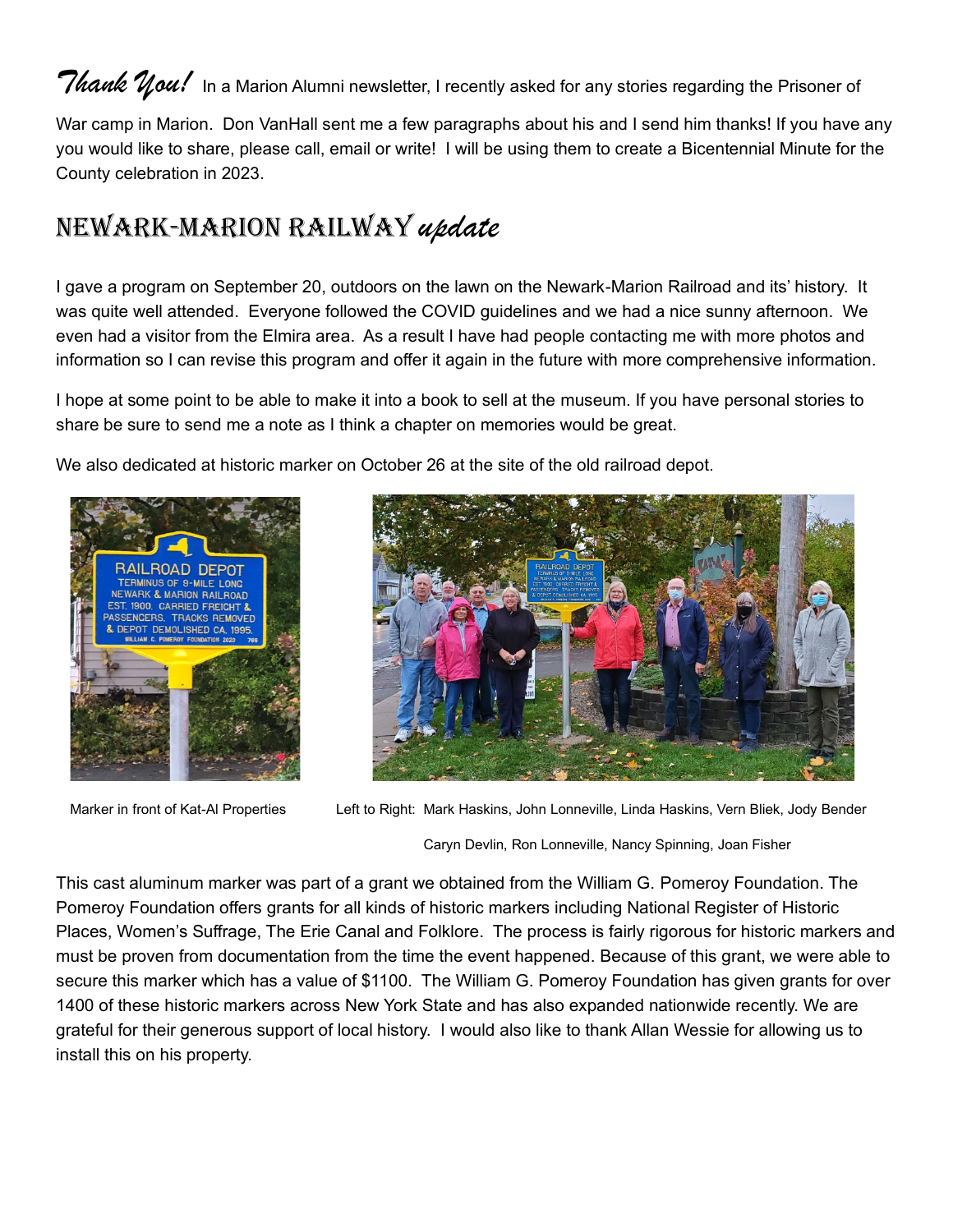*Thank You!* In a Marion Alumni newsletter, I recently asked for any stories regarding the Prisoner of War camp in Marion. Don VanHall sent me a few paragraphs about his and I send him thanks! If you have any you would like to share, please call, email or write! I will be using them to create a Bicentennial Minute for the County celebration in 2023.

## NEWARK-MARION RAILWAY *update*

I gave a program on September 20, outdoors on the lawn on the Newark-Marion Railroad and its' history. It was quite well attended. Everyone followed the COVID guidelines and we had a nice sunny afternoon. We even had a visitor from the Elmira area. As a result I have had people contacting me with more photos and information so I can revise this program and offer it again in the future with more comprehensive information.

I hope at some point to be able to make it into a book to sell at the museum. If you have personal stories to share be sure to send me a note as I think a chapter on memories would be great.

We also dedicated at historic marker on October 26 at the site of the old railroad depot.

Marker in front of Kat-Al Properties

Left to Right: Mark Haskins, John Lonneville, Linda Haskins, Vern Bliek, Jody Bender Caryn Devlin, Ron Lonneville, Nancy Spinning, Joan Fisher

This cast aluminum marker was part of a grant we obtained from the William G. Pomeroy Foundation. The Pomeroy Foundation offers grants for all kinds of historic markers including National Register of Historic Places, Women's Suffrage, The Erie Canal and Folklore. The process is fairly rigorous for historic markers and must be proven from documentation from the time the event happened. Because of this grant, we were able to secure this marker which has a value of $1100. The William G. Pomeroy Foundation has given grants for over 1400 of these historic markers across New York State and has also expanded nationwide recently. We are grateful for their generous support of local history. I would also like to thank Allan Wessie for allowing us to install this on his property.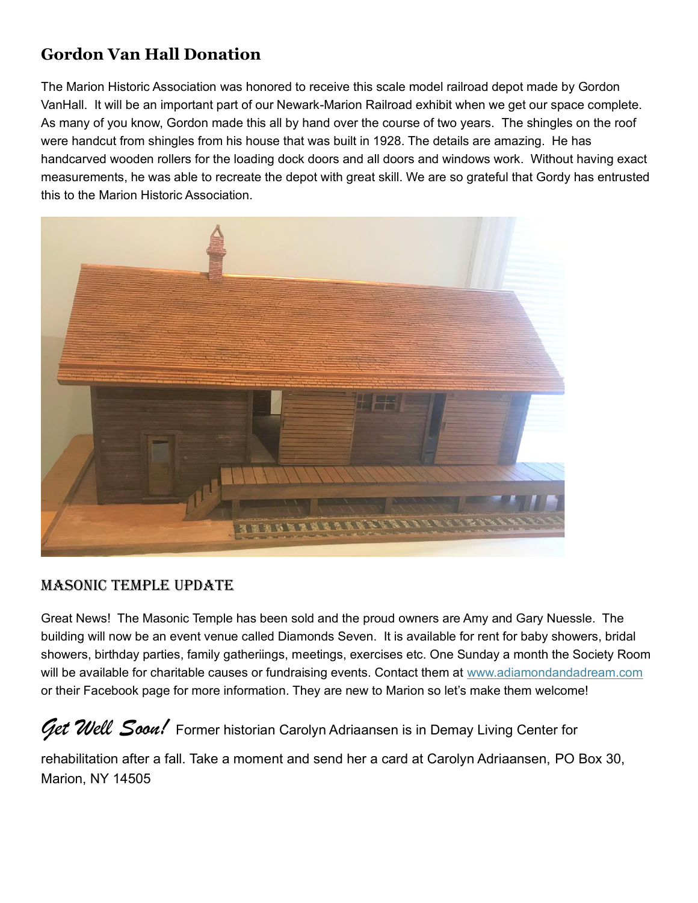## Gordon Van Hall Donation

The Marion Historic Association was honored to receive this scale model railroad depot made by Gordon VanHall. It will be an important part of our Newark-Marion Railroad exhibit when we get our space complete. As many of you know, Gordon made this all by hand over the course of two years. The shingles on the roof were handcut from shingles from his house that was built in 1928. The details are amazing. He has handcarved wooden rollers for the loading dock doors and all doors and windows work. Without having exact measurements, he was able to recreate the depot with great skill. We are so grateful that Gordy has entrusted this to the Marion Historic Association.

## Masonic Temple Update

Great News! The Masonic Temple has been sold and the proud owners are Amy and Gary Nuessle. The building will now be an event venue called Diamonds Seven. It is available for rent for baby showers, bridal showers, birthday parties, family gatheriings, meetings, exercises etc. One Sunday a month the Society Room will be available for charitable causes or fundraising events. Contact them at www.adiamondandadream.com or their Facebook page for more information. They are new to Marion so let's make them welcome!

***Get Well Soon!*** Former historian Carolyn Adriaansen is in Demay Living Center for rehabilitation after a fall. Take a moment and send her a card at Carolyn Adriaansen, PO Box 30, Marion, NY 14505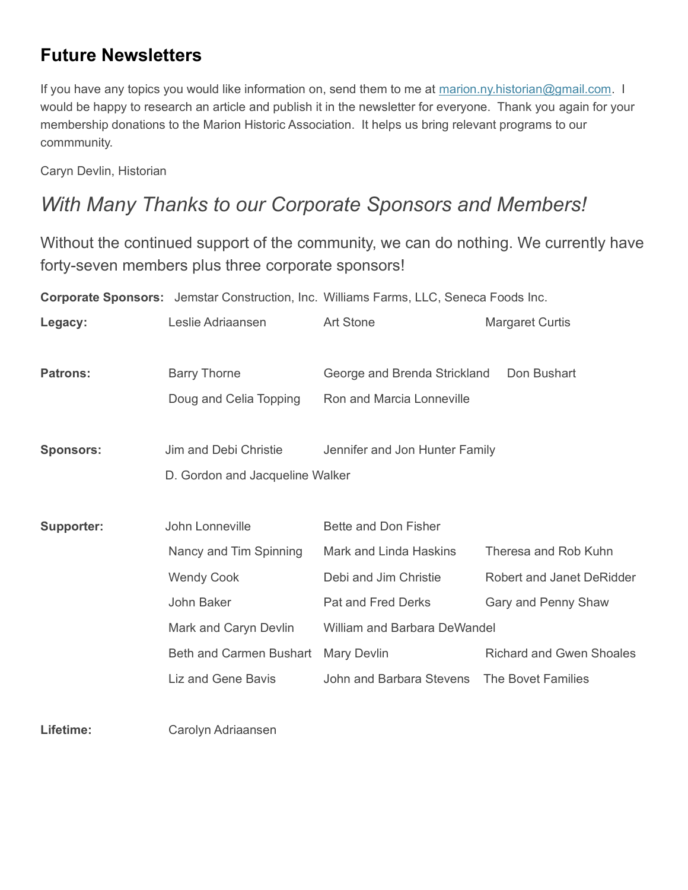## Future Newsletters

If you have any topics you would like information on, send them to me at marion.ny.historian@gmail.com. I would be happy to research an article and publish it in the newsletter for everyone. Thank you again for your membership donations to the Marion Historic Association. It helps us bring relevant programs to our commmunity.

Caryn Devlin, Historian

## *With Many Thanks to our Corporate Sponsors and Members!*

Without the continued support of the community, we can do nothing. We currently have forty-seven members plus three corporate sponsors!

**Corporate Sponsors:** Jemstar Construction, Inc. Williams Farms, LLC, Seneca Foods Inc.

| | | | |
|---|---|---|---|
| **Legacy:** | Leslie Adriaansen | Art Stone | Margaret Curtis |
| **Patrons:** | Barry Thorne | George and Brenda Strickland | Don Bushart |
| | Doug and Celia Topping | Ron and Marcia Lonneville | |
| **Sponsors:** | Jim and Debi Christie | Jennifer and Jon Hunter Family | |
| | D. Gordon and Jacqueline Walker | | |
| **Supporter:** | John Lonneville | Bette and Don Fisher | |
| | Nancy and Tim Spinning | Mark and Linda Haskins | Theresa and Rob Kuhn |
| | Wendy Cook | Debi and Jim Christie | Robert and Janet DeRidder |
| | John Baker | Pat and Fred Derks | Gary and Penny Shaw |
| | Mark and Caryn Devlin | William and Barbara DeWandel | |
| | Beth and Carmen Bushart | Mary Devlin | Richard and Gwen Shoales |
| | Liz and Gene Bavis | John and Barbara Stevens | The Bovet Families |
| **Lifetime:** | Carolyn Adriaansen | | |